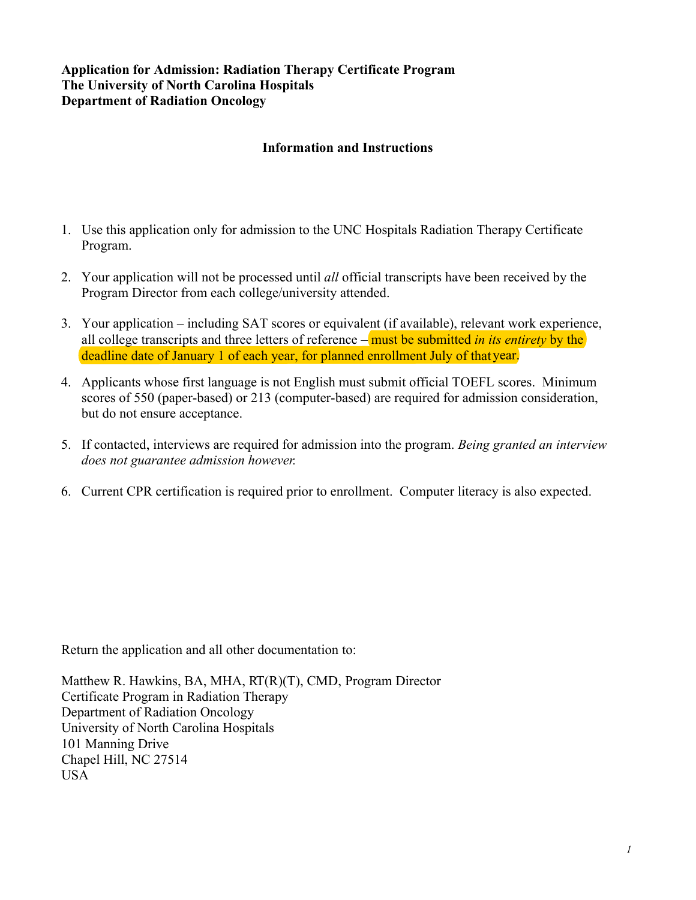**Application for Admission: Radiation Therapy Certificate Program**
**The University of North Carolina Hospitals**
**Department of Radiation Oncology**

## Information and Instructions

1. Use this application only for admission to the UNC Hospitals Radiation Therapy Certificate Program.

2. Your application will not be processed until *all* official transcripts have been received by the Program Director from each college/university attended.

3. Your application – including SAT scores or equivalent (if available), relevant work experience, all college transcripts and three letters of reference – must be submitted *in its entirety* by the deadline date of January 1 of each year, for planned enrollment July of that year.

4. Applicants whose first language is not English must submit official TOEFL scores. Minimum scores of 550 (paper-based) or 213 (computer-based) are required for admission consideration, but do not ensure acceptance.

5. If contacted, interviews are required for admission into the program. *Being granted an interview does not guarantee admission however.*

6. Current CPR certification is required prior to enrollment. Computer literacy is also expected.

Return the application and all other documentation to:

Matthew R. Hawkins, BA, MHA, RT(R)(T), CMD, Program Director
Certificate Program in Radiation Therapy
Department of Radiation Oncology
University of North Carolina Hospitals
101 Manning Drive
Chapel Hill, NC 27514
USA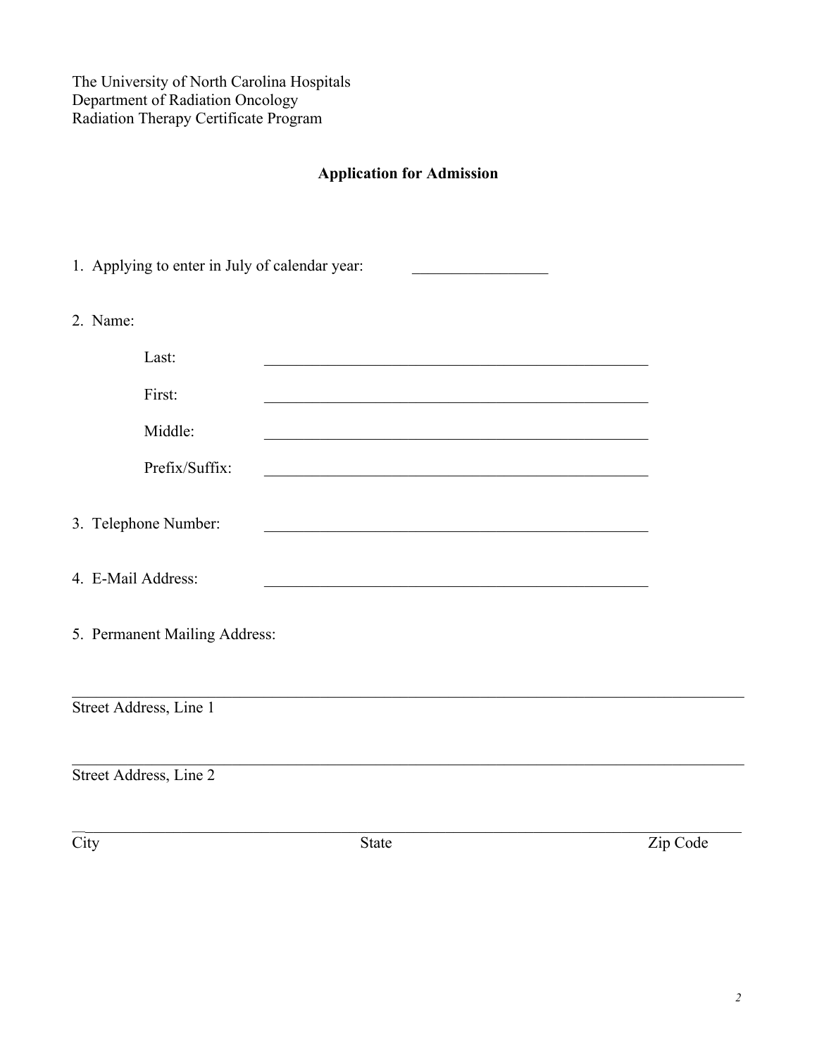The University of North Carolina Hospitals
Department of Radiation Oncology
Radiation Therapy Certificate Program

## Application for Admission

1. Applying to enter in July of calendar year: _________________

2. Name:

   Last: ___________________________________________________

   First: ___________________________________________________

   Middle: ___________________________________________________

   Prefix/Suffix: ___________________________________________________

3. Telephone Number: ___________________________________________________

4. E-Mail Address: ___________________________________________________

5. Permanent Mailing Address:

_____________________________________________________________________________________
Street Address, Line 1

_____________________________________________________________________________________
Street Address, Line 2

_____________________________________________________________________________________
City                                        State                                        Zip Code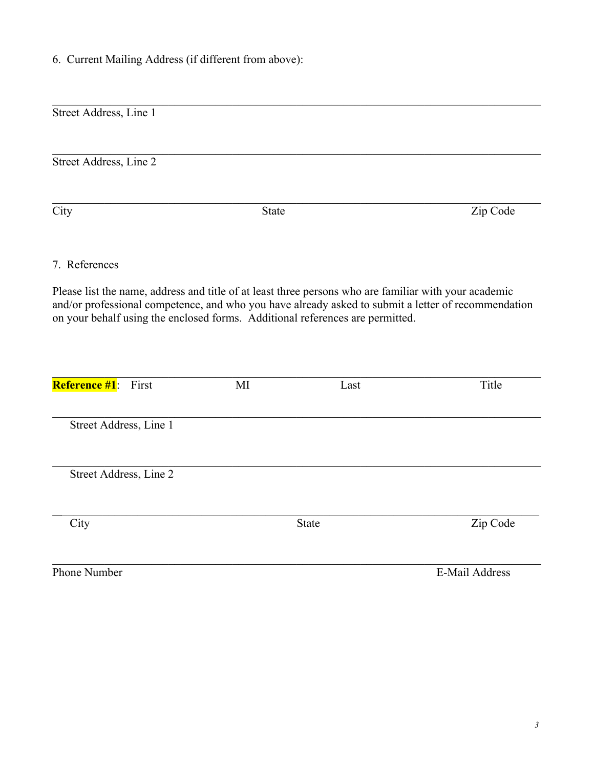6. Current Mailing Address (if different from above):

\_\_\_\_\_\_\_\_\_\_\_\_\_\_\_\_\_\_\_\_\_\_\_\_\_\_\_\_\_\_\_\_\_\_\_\_\_\_\_\_\_\_\_\_\_\_\_\_\_\_\_\_\_\_\_\_\_\_\_\_

Street Address, Line 1

\_\_\_\_\_\_\_\_\_\_\_\_\_\_\_\_\_\_\_\_\_\_\_\_\_\_\_\_\_\_\_\_\_\_\_\_\_\_\_\_\_\_\_\_\_\_\_\_\_\_\_\_\_\_\_\_\_\_\_\_

Street Address, Line 2

\_\_\_\_\_\_\_\_\_\_\_\_\_\_\_\_\_\_\_\_\_\_\_\_\_\_\_\_\_\_\_\_\_\_\_\_\_\_\_\_\_\_\_\_\_\_\_\_\_\_\_\_\_\_\_\_\_\_\_\_

City State Zip Code

7. References

Please list the name, address and title of at least three persons who are familiar with your academic and/or professional competence, and who you have already asked to submit a letter of recommendation on your behalf using the enclosed forms. Additional references are permitted.

\_\_\_\_\_\_\_\_\_\_\_\_\_\_\_\_\_\_\_\_\_\_\_\_\_\_\_\_\_\_\_\_\_\_\_\_\_\_\_\_\_\_\_\_\_\_\_\_\_\_\_\_\_\_\_\_\_\_\_\_

**Reference #1**: First MI Last Title

\_\_\_\_\_\_\_\_\_\_\_\_\_\_\_\_\_\_\_\_\_\_\_\_\_\_\_\_\_\_\_\_\_\_\_\_\_\_\_\_\_\_\_\_\_\_\_\_\_\_\_\_\_\_\_\_\_\_\_\_

Street Address, Line 1

\_\_\_\_\_\_\_\_\_\_\_\_\_\_\_\_\_\_\_\_\_\_\_\_\_\_\_\_\_\_\_\_\_\_\_\_\_\_\_\_\_\_\_\_\_\_\_\_\_\_\_\_\_\_\_\_\_\_\_\_

Street Address, Line 2

\_\_\_\_\_\_\_\_\_\_\_\_\_\_\_\_\_\_\_\_\_\_\_\_\_\_\_\_\_\_\_\_\_\_\_\_\_\_\_\_\_\_\_\_\_\_\_\_\_\_\_\_\_\_\_\_\_\_\_\_

City State Zip Code

\_\_\_\_\_\_\_\_\_\_\_\_\_\_\_\_\_\_\_\_\_\_\_\_\_\_\_\_\_\_\_\_\_\_\_\_\_\_\_\_\_\_\_\_\_\_\_\_\_\_\_\_\_\_\_\_\_\_\_\_

Phone Number E-Mail Address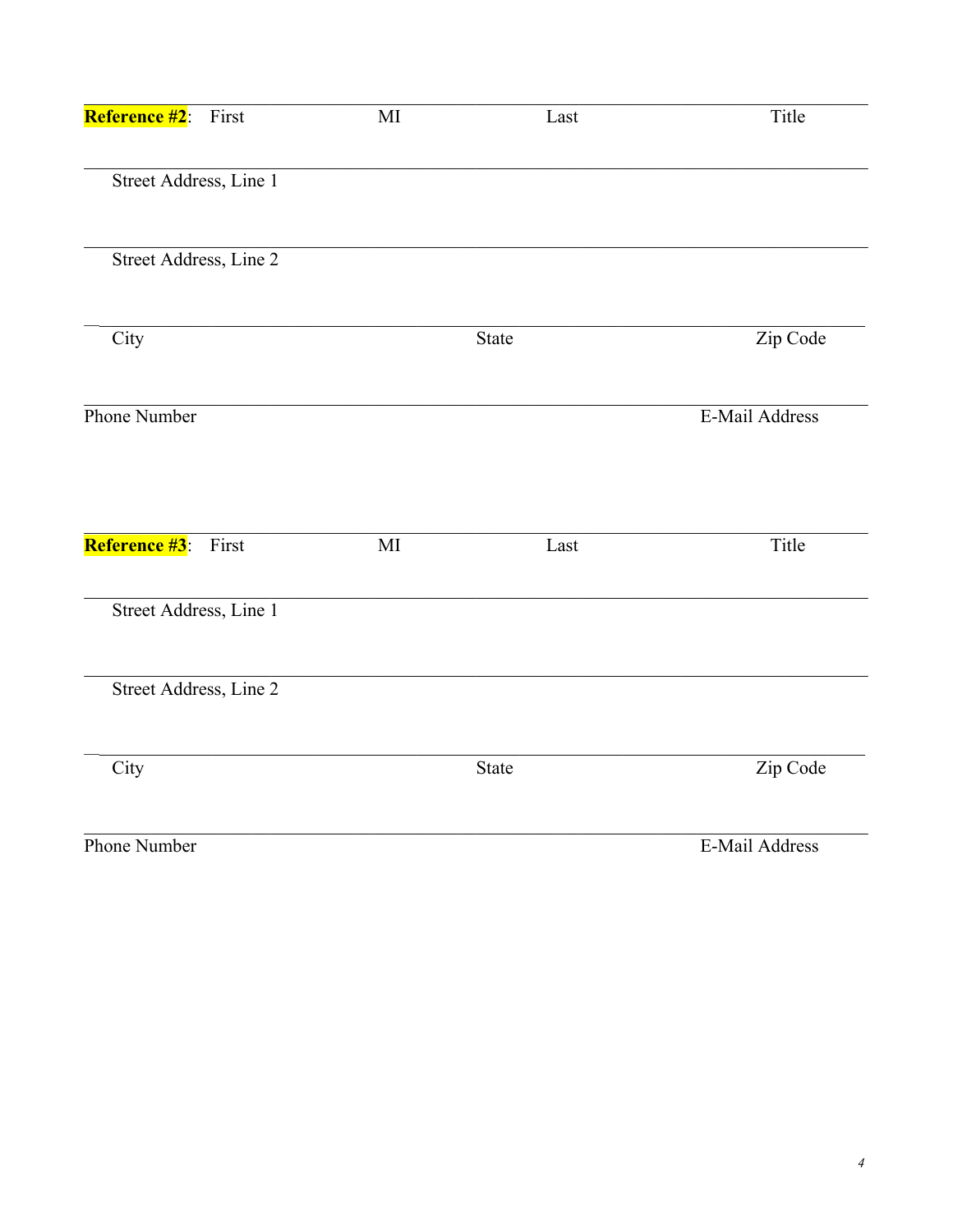**Reference #2**: First MI Last Title

Street Address, Line 1

Street Address, Line 2

City State Zip Code

Phone Number E-Mail Address

**Reference #3**: First MI Last Title

Street Address, Line 1

Street Address, Line 2

City State Zip Code

Phone Number E-Mail Address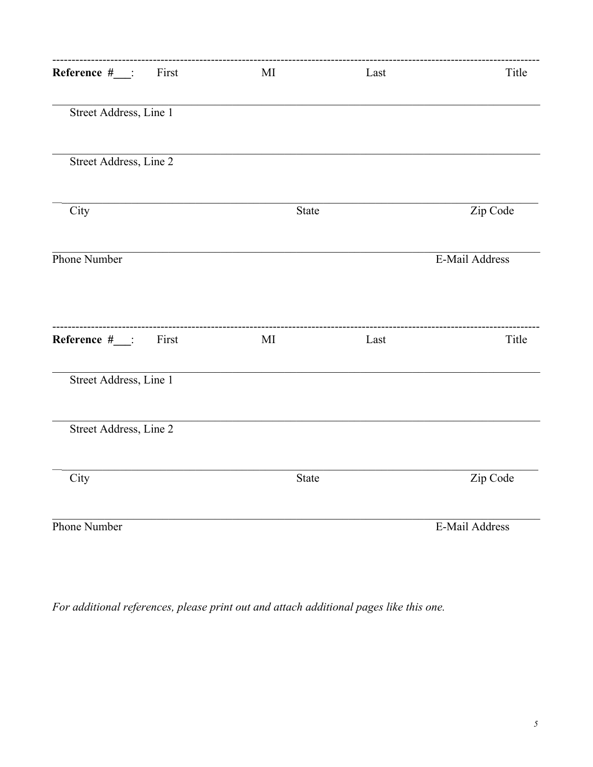---

**Reference #___:** First MI Last Title

_______________________________________________________________________________

Street Address, Line 1

_______________________________________________________________________________

Street Address, Line 2

_______________________________________________________________________________

City State Zip Code

_______________________________________________________________________________

Phone Number E-Mail Address

---

**Reference #___:** First MI Last Title

_______________________________________________________________________________

Street Address, Line 1

_______________________________________________________________________________

Street Address, Line 2

_______________________________________________________________________________

City State Zip Code

_______________________________________________________________________________

Phone Number E-Mail Address

*For additional references, please print out and attach additional pages like this one.*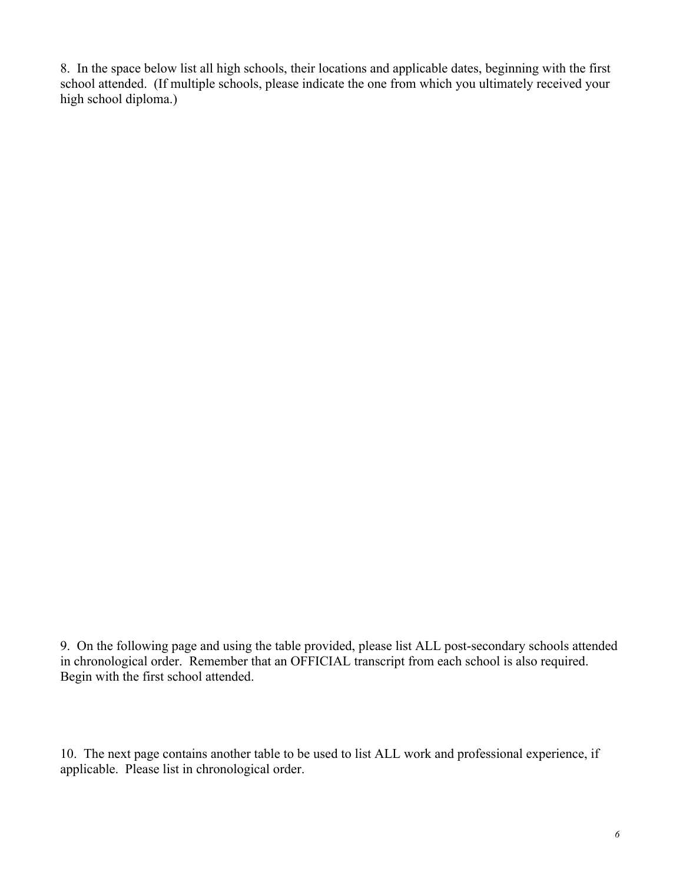8. In the space below list all high schools, their locations and applicable dates, beginning with the first school attended. (If multiple schools, please indicate the one from which you ultimately received your high school diploma.)

9. On the following page and using the table provided, please list ALL post-secondary schools attended in chronological order. Remember that an OFFICIAL transcript from each school is also required. Begin with the first school attended.

10. The next page contains another table to be used to list ALL work and professional experience, if applicable. Please list in chronological order.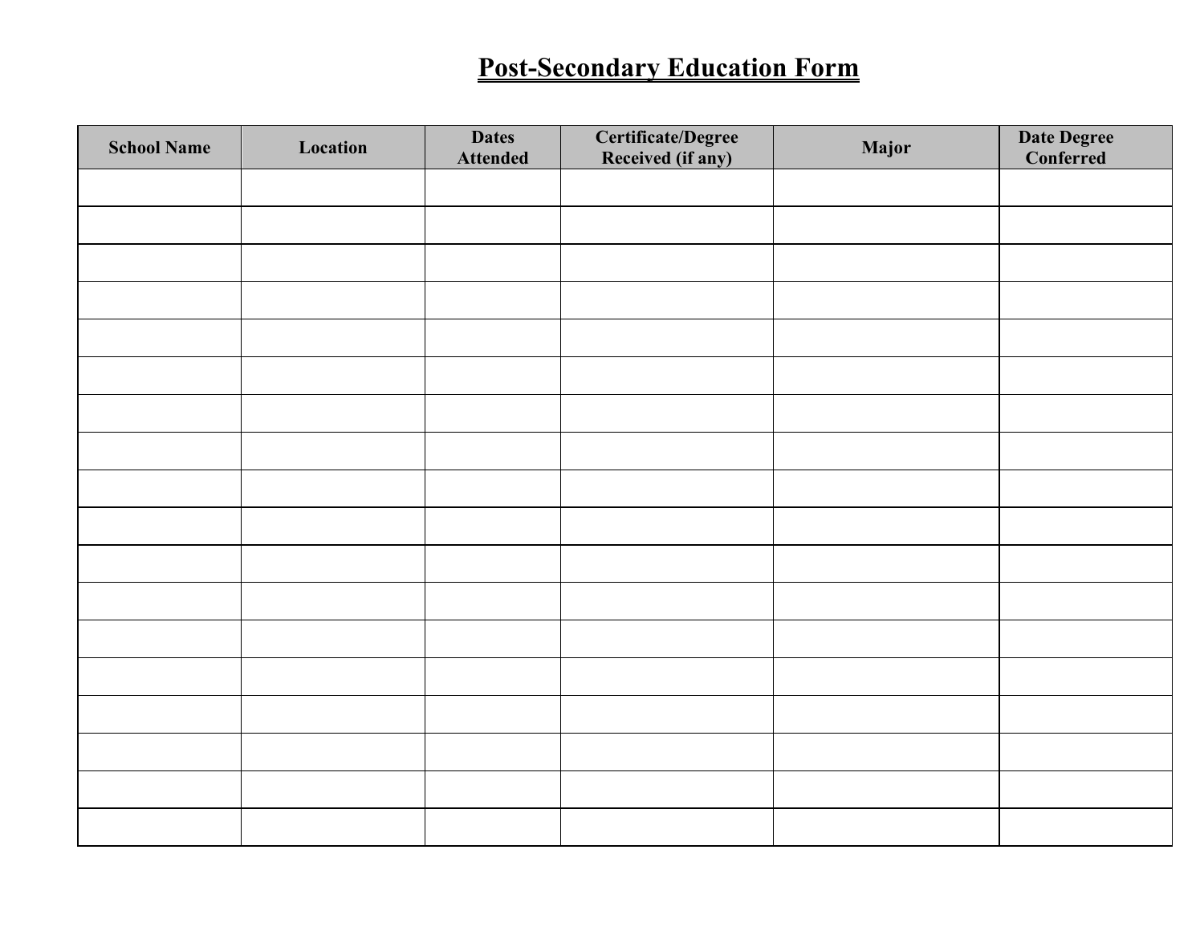# Post-Secondary Education Form

| School Name | Location | Dates Attended | Certificate/Degree Received (if any) | Major | Date Degree Conferred |
| --- | --- | --- | --- | --- | --- |
| | | | | | |
| | | | | | |
| | | | | | |
| | | | | | |
| | | | | | |
| | | | | | |
| | | | | | |
| | | | | | |
| | | | | | |
| | | | | | |
| | | | | | |
| | | | | | |
| | | | | | |
| | | | | | |
| | | | | | |
| | | | | | |
| | | | | | |
| | | | | | |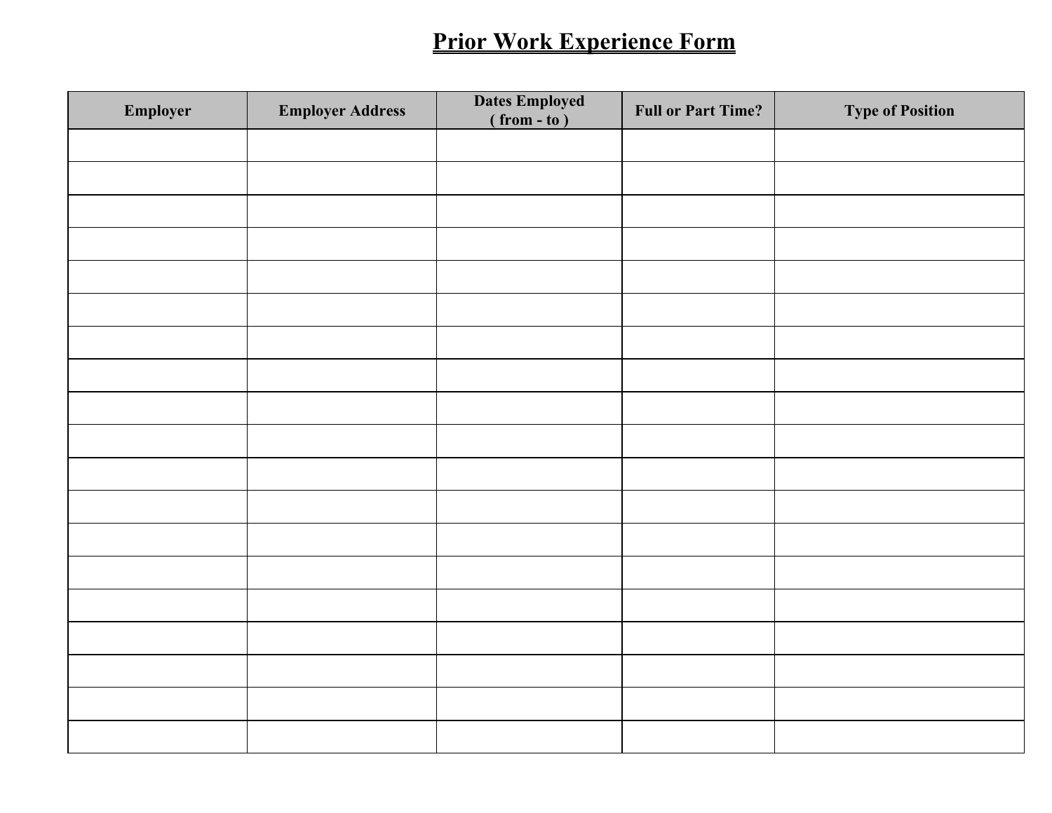# Prior Work Experience Form

| Employer | Employer Address | Dates Employed ( from - to ) | Full or Part Time? | Type of Position |
|---|---|---|---|---|
| | | | | |
| | | | | |
| | | | | |
| | | | | |
| | | | | |
| | | | | |
| | | | | |
| | | | | |
| | | | | |
| | | | | |
| | | | | |
| | | | | |
| | | | | |
| | | | | |
| | | | | |
| | | | | |
| | | | | |
| | | | | |
| | | | | |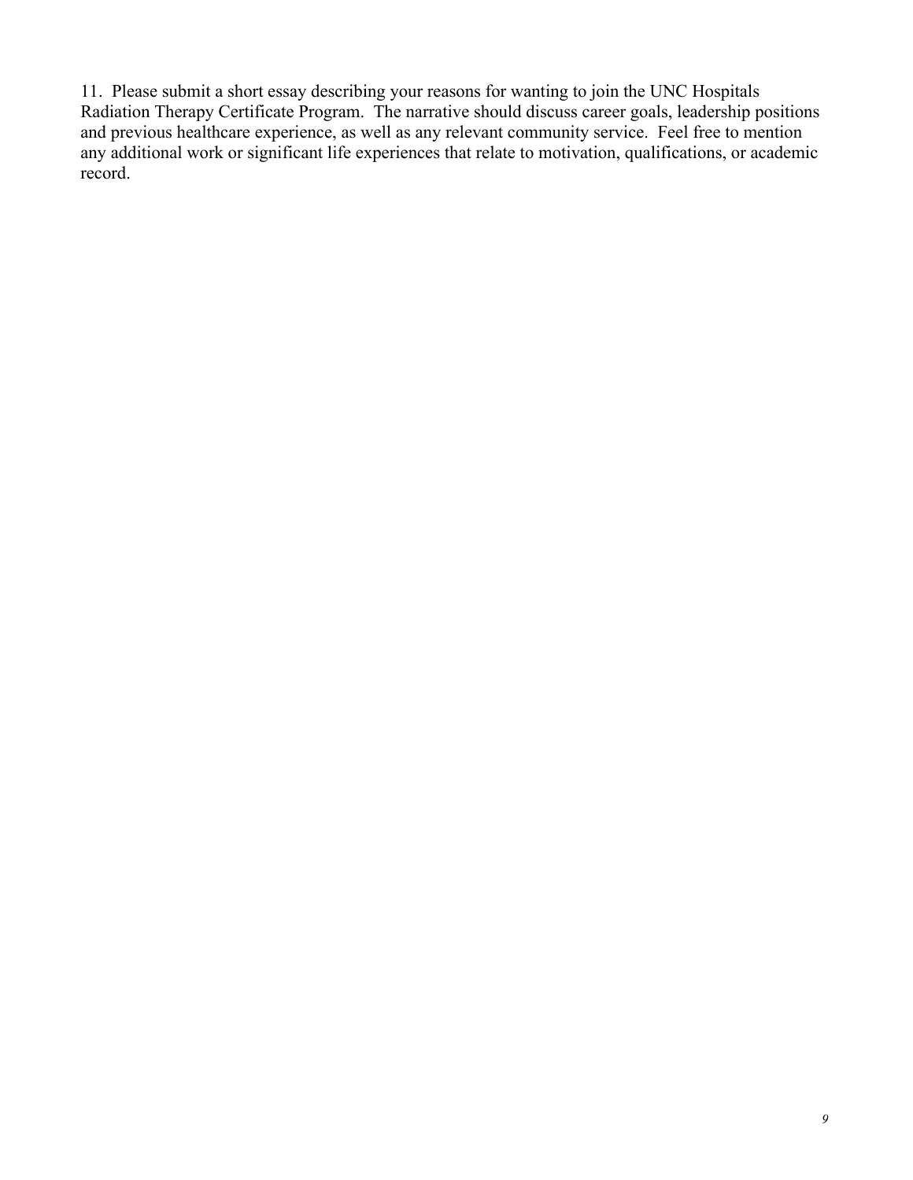11. Please submit a short essay describing your reasons for wanting to join the UNC Hospitals Radiation Therapy Certificate Program. The narrative should discuss career goals, leadership positions and previous healthcare experience, as well as any relevant community service. Feel free to mention any additional work or significant life experiences that relate to motivation, qualifications, or academic record.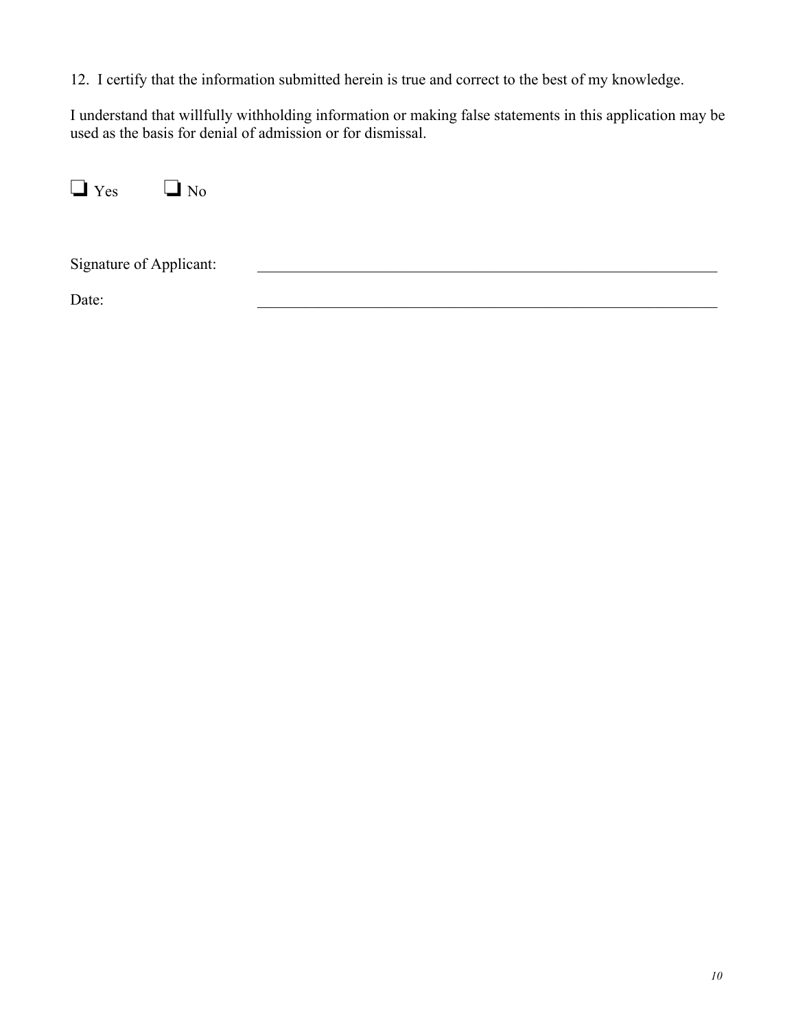12. I certify that the information submitted herein is true and correct to the best of my knowledge.

I understand that willfully withholding information or making false statements in this application may be used as the basis for denial of admission or for dismissal.

❑ Yes ❑ No

Signature of Applicant: ______________________________________________________________

Date: ______________________________________________________________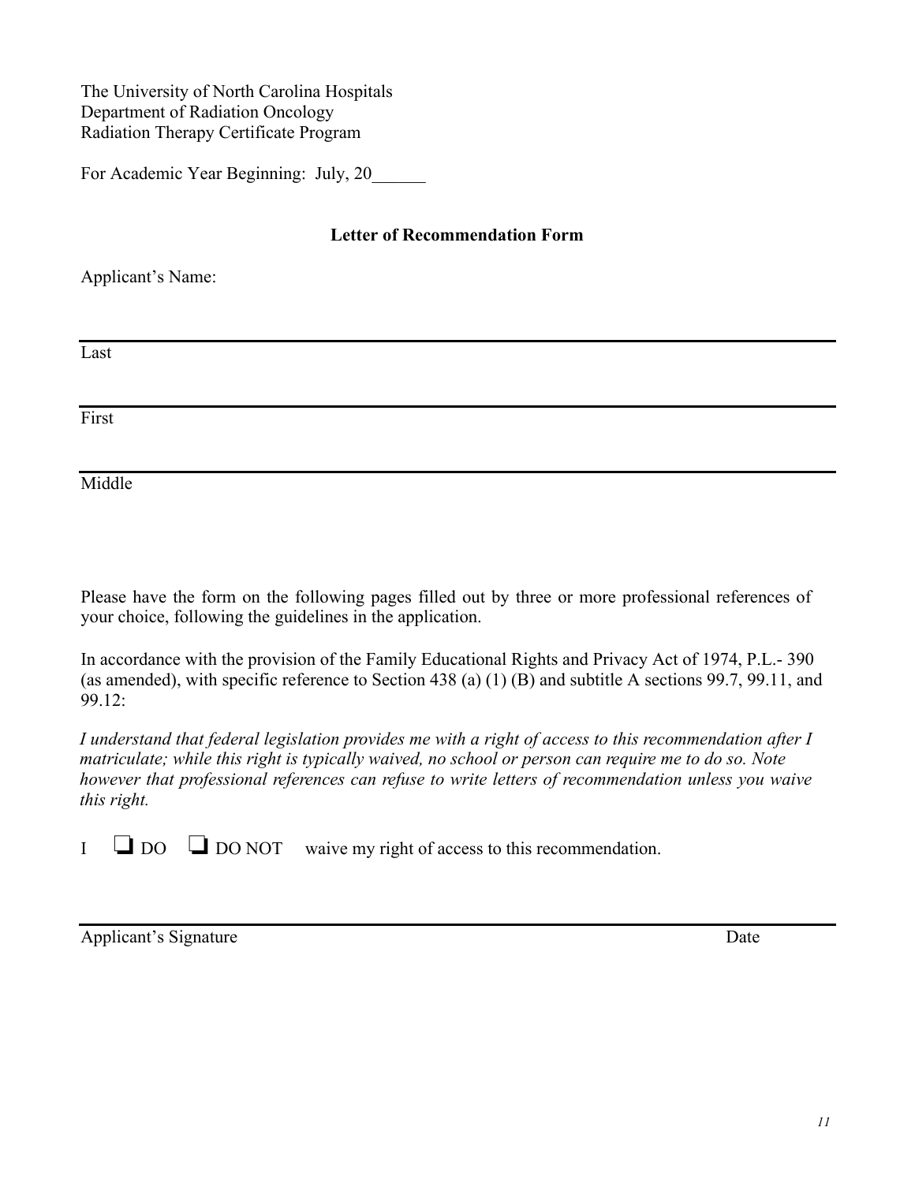The University of North Carolina Hospitals
Department of Radiation Oncology
Radiation Therapy Certificate Program

For Academic Year Beginning: July, 20______

**Letter of Recommendation Form**

Applicant's Name:

______________________________________________
Last

______________________________________________
First

______________________________________________
Middle

Please have the form on the following pages filled out by three or more professional references of your choice, following the guidelines in the application.

In accordance with the provision of the Family Educational Rights and Privacy Act of 1974, P.L.- 390 (as amended), with specific reference to Section 438 (a) (1) (B) and subtitle A sections 99.7, 99.11, and 99.12:

*I understand that federal legislation provides me with a right of access to this recommendation after I matriculate; while this right is typically waived, no school or person can require me to do so. Note however that professional references can refuse to write letters of recommendation unless you waive this right.*

I ☐ DO ☐ DO NOT waive my right of access to this recommendation.

______________________________________________
Applicant's Signature Date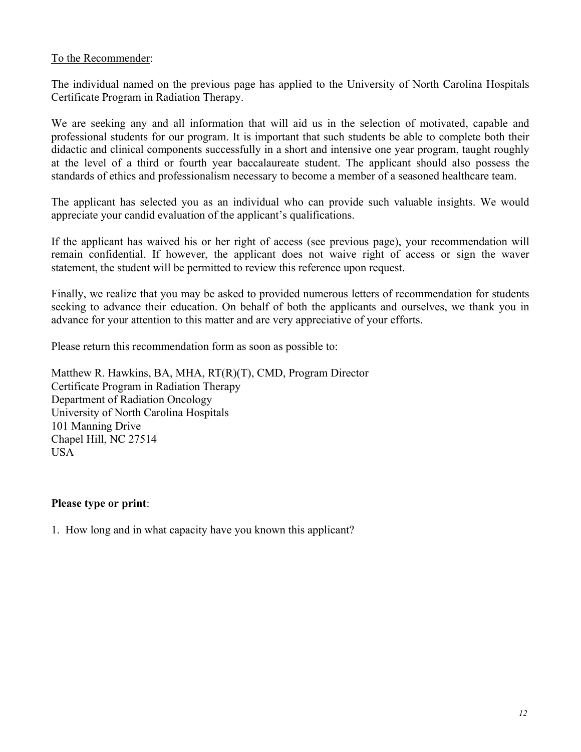To the Recommender:

The individual named on the previous page has applied to the University of North Carolina Hospitals Certificate Program in Radiation Therapy.

We are seeking any and all information that will aid us in the selection of motivated, capable and professional students for our program. It is important that such students be able to complete both their didactic and clinical components successfully in a short and intensive one year program, taught roughly at the level of a third or fourth year baccalaureate student. The applicant should also possess the standards of ethics and professionalism necessary to become a member of a seasoned healthcare team.

The applicant has selected you as an individual who can provide such valuable insights. We would appreciate your candid evaluation of the applicant's qualifications.

If the applicant has waived his or her right of access (see previous page), your recommendation will remain confidential. If however, the applicant does not waive right of access or sign the waver statement, the student will be permitted to review this reference upon request.

Finally, we realize that you may be asked to provided numerous letters of recommendation for students seeking to advance their education. On behalf of both the applicants and ourselves, we thank you in advance for your attention to this matter and are very appreciative of your efforts.

Please return this recommendation form as soon as possible to:

Matthew R. Hawkins, BA, MHA, RT(R)(T), CMD, Program Director
Certificate Program in Radiation Therapy
Department of Radiation Oncology
University of North Carolina Hospitals
101 Manning Drive
Chapel Hill, NC 27514
USA

**Please type or print**:

1. How long and in what capacity have you known this applicant?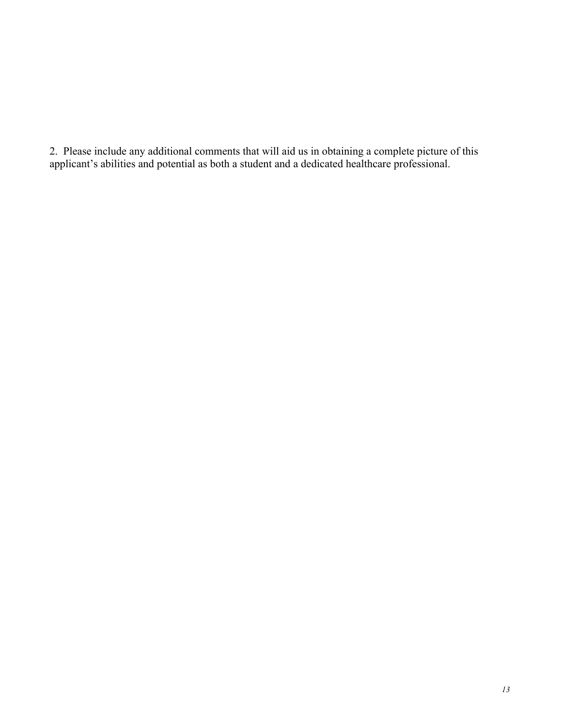2. Please include any additional comments that will aid us in obtaining a complete picture of this applicant's abilities and potential as both a student and a dedicated healthcare professional.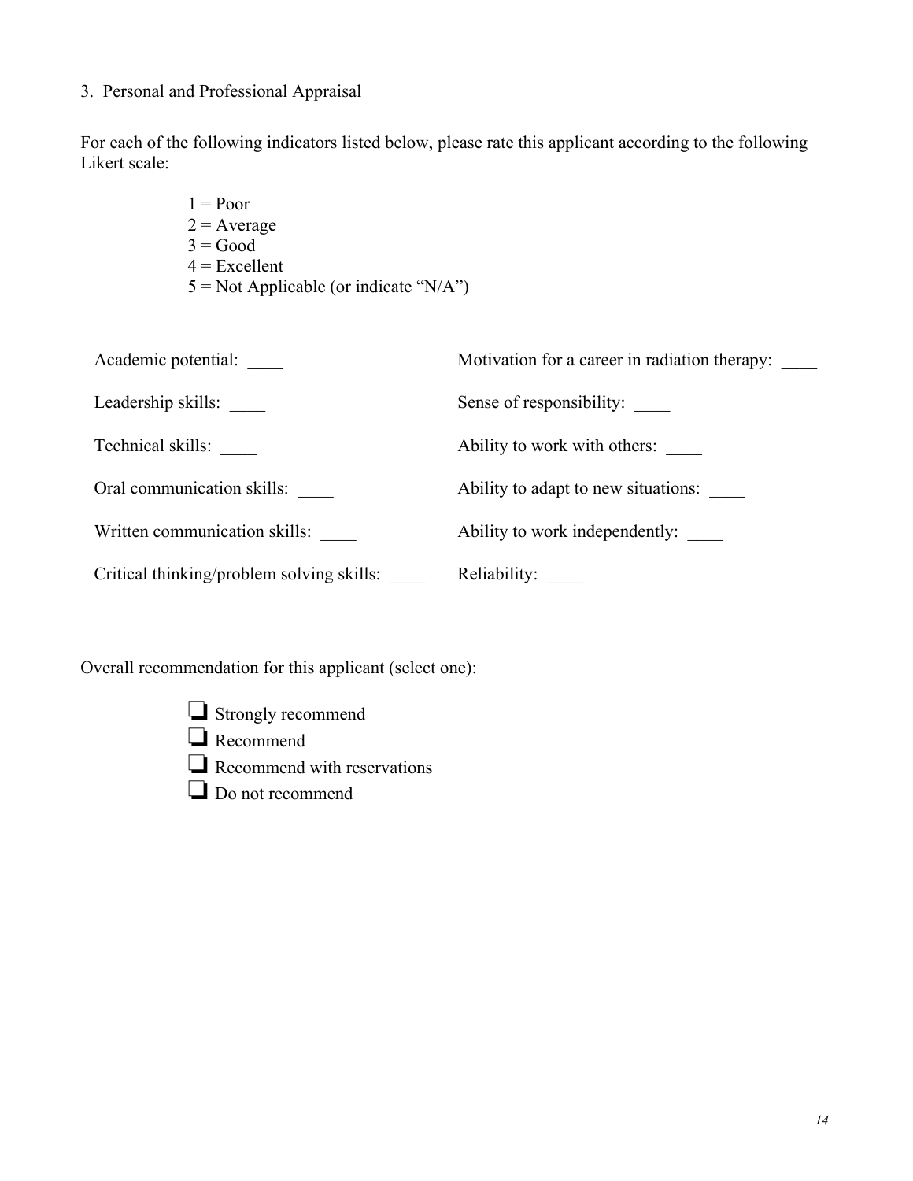3. Personal and Professional Appraisal

For each of the following indicators listed below, please rate this applicant according to the following Likert scale:

1 = Poor
2 = Average
3 = Good
4 = Excellent
5 = Not Applicable (or indicate "N/A")

Academic potential: ____

Leadership skills: ____

Technical skills: ____

Oral communication skills: ____

Written communication skills: ____

Critical thinking/problem solving skills: ____

Motivation for a career in radiation therapy: ____

Sense of responsibility: ____

Ability to work with others: ____

Ability to adapt to new situations: ____

Ability to work independently: ____

Reliability: ____

Overall recommendation for this applicant (select one):

- ❑ Strongly recommend
- ❑ Recommend
- ❑ Recommend with reservations
- ❑ Do not recommend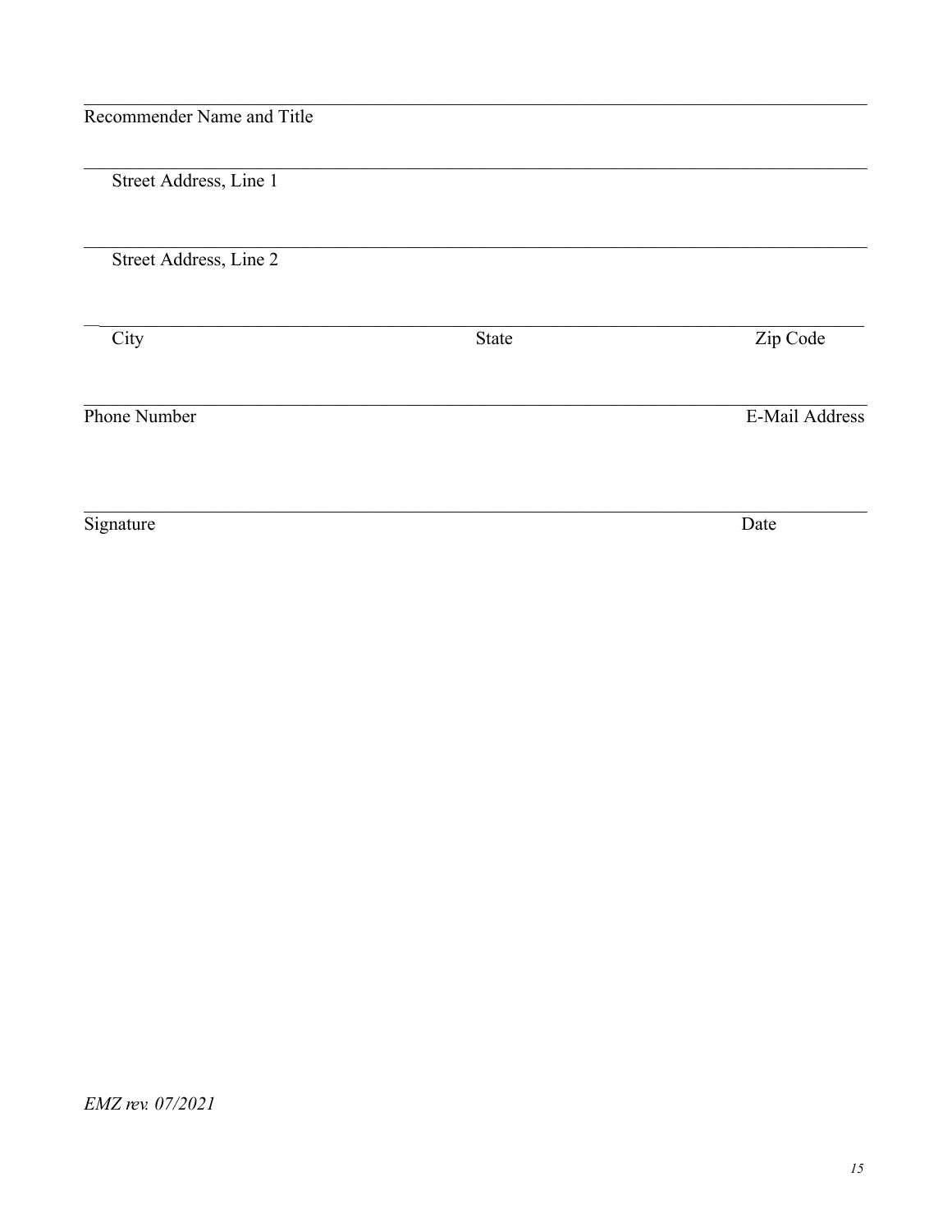\_\_\_\_\_\_\_\_\_\_\_\_\_\_\_\_\_\_\_\_\_\_\_\_\_\_\_\_\_\_\_\_\_\_\_\_\_\_\_\_\_\_\_\_\_\_\_\_\_\_\_\_\_\_\_\_\_\_\_\_\_\_\_\_\_\_\_\_\_\_\_\_

Recommender Name and Title

\_\_\_\_\_\_\_\_\_\_\_\_\_\_\_\_\_\_\_\_\_\_\_\_\_\_\_\_\_\_\_\_\_\_\_\_\_\_\_\_\_\_\_\_\_\_\_\_\_\_\_\_\_\_\_\_\_\_\_\_\_\_\_\_\_\_\_\_\_\_\_\_

Street Address, Line 1

\_\_\_\_\_\_\_\_\_\_\_\_\_\_\_\_\_\_\_\_\_\_\_\_\_\_\_\_\_\_\_\_\_\_\_\_\_\_\_\_\_\_\_\_\_\_\_\_\_\_\_\_\_\_\_\_\_\_\_\_\_\_\_\_\_\_\_\_\_\_\_\_

Street Address, Line 2

\_\_\_\_\_\_\_\_\_\_\_\_\_\_\_\_\_\_\_\_\_\_\_\_\_\_\_\_\_\_\_\_\_\_\_\_\_\_\_\_\_\_\_\_\_\_\_\_\_\_\_\_\_\_\_\_\_\_\_\_\_\_\_\_\_\_\_\_\_\_\_\_

City State Zip Code

\_\_\_\_\_\_\_\_\_\_\_\_\_\_\_\_\_\_\_\_\_\_\_\_\_\_\_\_\_\_\_\_\_\_\_\_\_\_\_\_\_\_\_\_\_\_\_\_\_\_\_\_\_\_\_\_\_\_\_\_\_\_\_\_\_\_\_\_\_\_\_\_

Phone Number E-Mail Address

\_\_\_\_\_\_\_\_\_\_\_\_\_\_\_\_\_\_\_\_\_\_\_\_\_\_\_\_\_\_\_\_\_\_\_\_\_\_\_\_\_\_\_\_\_\_\_\_\_\_\_\_\_\_\_\_\_\_\_\_\_\_\_\_\_\_\_\_\_\_\_\_

Signature Date

*EMZ rev. 07/2021*